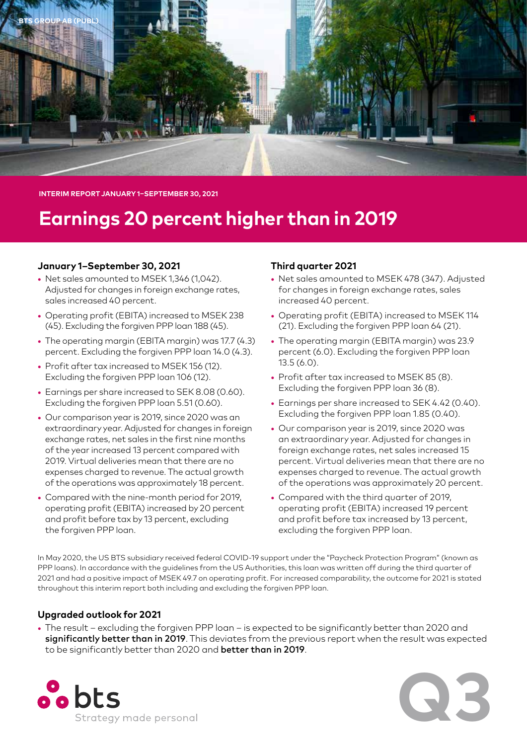BTS GROUP AB (PUBL)

INTERIM REPORT JANUARY 1–SEPTEMBER 30, 2021

# Earnings 20 percent higher than in 2019

### January 1–September 30, 2021

- Net sales amounted to MSEK 1,346 (1,042). Adjusted for changes in foreign exchange rates, sales increased 40 percent.
- Operating profit (EBITA) increased to MSEK 238 (45). Excluding the forgiven PPP loan 188 (45).
- The operating margin (EBITA margin) was 17.7 (4.3) percent. Excluding the forgiven PPP loan 14.0 (4.3).
- Profit after tax increased to MSEK 156 (12). Excluding the forgiven PPP loan 106 (12).
- Earnings per share increased to SEK 8.08 (0.60). Excluding the forgiven PPP loan 5.51 (0.60).
- Our comparison year is 2019, since 2020 was an extraordinary year. Adjusted for changes in foreign exchange rates, net sales in the first nine months of the year increased 13 percent compared with 2019. Virtual deliveries mean that there are no expenses charged to revenue. The actual growth of the operations was approximately 18 percent.
- Compared with the nine-month period for 2019, operating profit (EBITA) increased by 20 percent and profit before tax by 13 percent, excluding the forgiven PPP loan.

### Third quarter 2021

- Net sales amounted to MSEK 478 (347). Adjusted for changes in foreign exchange rates, sales increased 40 percent.
- Operating profit (EBITA) increased to MSEK 114 (21). Excluding the forgiven PPP loan 64 (21).
- The operating margin (EBITA margin) was 23.9 percent (6.0). Excluding the forgiven PPP loan 13.5 (6.0).
- Profit after tax increased to MSEK 85 (8). Excluding the forgiven PPP loan 36 (8).
- Earnings per share increased to SEK 4.42 (0.40). Excluding the forgiven PPP loan 1.85 (0.40).
- Our comparison year is 2019, since 2020 was an extraordinary year. Adjusted for changes in foreign exchange rates, net sales increased 15 percent. Virtual deliveries mean that there are no expenses charged to revenue. The actual growth of the operations was approximately 20 percent.
- Compared with the third quarter of 2019, operating profit (EBITA) increased 19 percent and profit before tax increased by 13 percent, excluding the forgiven PPP loan.

In May 2020, the US BTS subsidiary received federal COVID-19 support under the "Paycheck Protection Program" (known as PPP loans). In accordance with the guidelines from the US Authorities, this loan was written off during the third quarter of 2021 and had a positive impact of MSEK 49.7 on operating profit. For increased comparability, the outcome for 2021 is stated throughout this interim report both including and excluding the forgiven PPP loan.

### Upgraded outlook for 2021

- The result – excluding the forgiven PPP loan – is expected to be significantly better than 2020 and **significantly better than in 2019**. This deviates from the previous report when the result was expected to be significantly better than 2020 and **better than in 2019**.

bts
Strategy made personal

Q3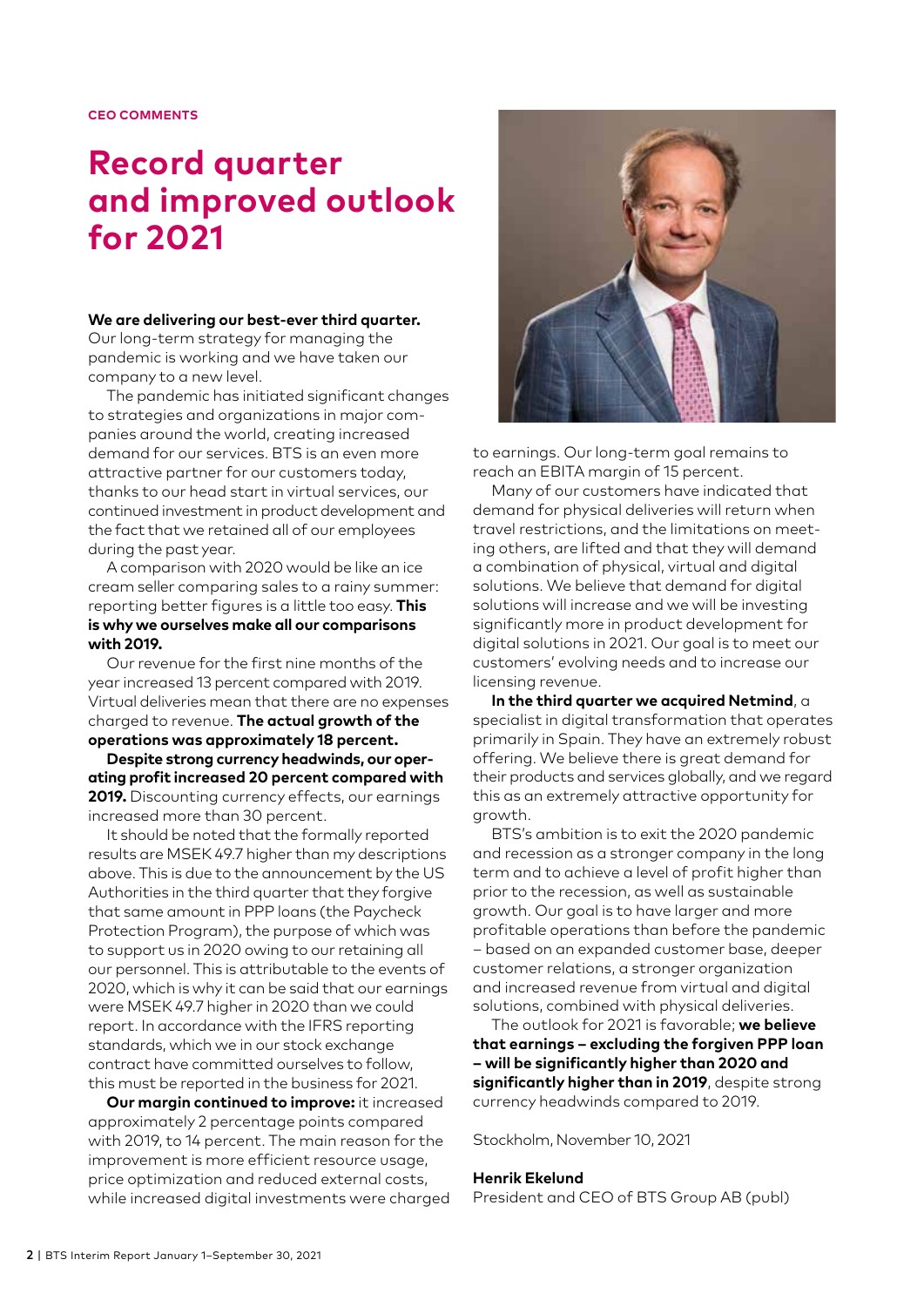CEO COMMENTS

# Record quarter and improved outlook for 2021

**We are delivering our best-ever third quarter.** Our long-term strategy for managing the pandemic is working and we have taken our company to a new level.

The pandemic has initiated significant changes to strategies and organizations in major companies around the world, creating increased demand for our services. BTS is an even more attractive partner for our customers today, thanks to our head start in virtual services, our continued investment in product development and the fact that we retained all of our employees during the past year.

A comparison with 2020 would be like an ice cream seller comparing sales to a rainy summer: reporting better figures is a little too easy. **This is why we ourselves make all our comparisons with 2019.**

Our revenue for the first nine months of the year increased 13 percent compared with 2019. Virtual deliveries mean that there are no expenses charged to revenue. **The actual growth of the operations was approximately 18 percent.**

**Despite strong currency headwinds, our operating profit increased 20 percent compared with 2019.** Discounting currency effects, our earnings increased more than 30 percent.

It should be noted that the formally reported results are MSEK 49.7 higher than my descriptions above. This is due to the announcement by the US Authorities in the third quarter that they forgive that same amount in PPP loans (the Paycheck Protection Program), the purpose of which was to support us in 2020 owing to our retaining all our personnel. This is attributable to the events of 2020, which is why it can be said that our earnings were MSEK 49.7 higher in 2020 than we could report. In accordance with the IFRS reporting standards, which we in our stock exchange contract have committed ourselves to follow, this must be reported in the business for 2021.

**Our margin continued to improve:** it increased approximately 2 percentage points compared with 2019, to 14 percent. The main reason for the improvement is more efficient resource usage, price optimization and reduced external costs, while increased digital investments were charged to earnings. Our long-term goal remains to reach an EBITA margin of 15 percent.

Many of our customers have indicated that demand for physical deliveries will return when travel restrictions, and the limitations on meeting others, are lifted and that they will demand a combination of physical, virtual and digital solutions. We believe that demand for digital solutions will increase and we will be investing significantly more in product development for digital solutions in 2021. Our goal is to meet our customers' evolving needs and to increase our licensing revenue.

**In the third quarter we acquired Netmind**, a specialist in digital transformation that operates primarily in Spain. They have an extremely robust offering. We believe there is great demand for their products and services globally, and we regard this as an extremely attractive opportunity for growth.

BTS's ambition is to exit the 2020 pandemic and recession as a stronger company in the long term and to achieve a level of profit higher than prior to the recession, as well as sustainable growth. Our goal is to have larger and more profitable operations than before the pandemic – based on an expanded customer base, deeper customer relations, a stronger organization and increased revenue from virtual and digital solutions, combined with physical deliveries.

The outlook for 2021 is favorable; **we believe that earnings – excluding the forgiven PPP loan – will be significantly higher than 2020 and significantly higher than in 2019**, despite strong currency headwinds compared to 2019.

Stockholm, November 10, 2021

**Henrik Ekelund**
President and CEO of BTS Group AB (publ)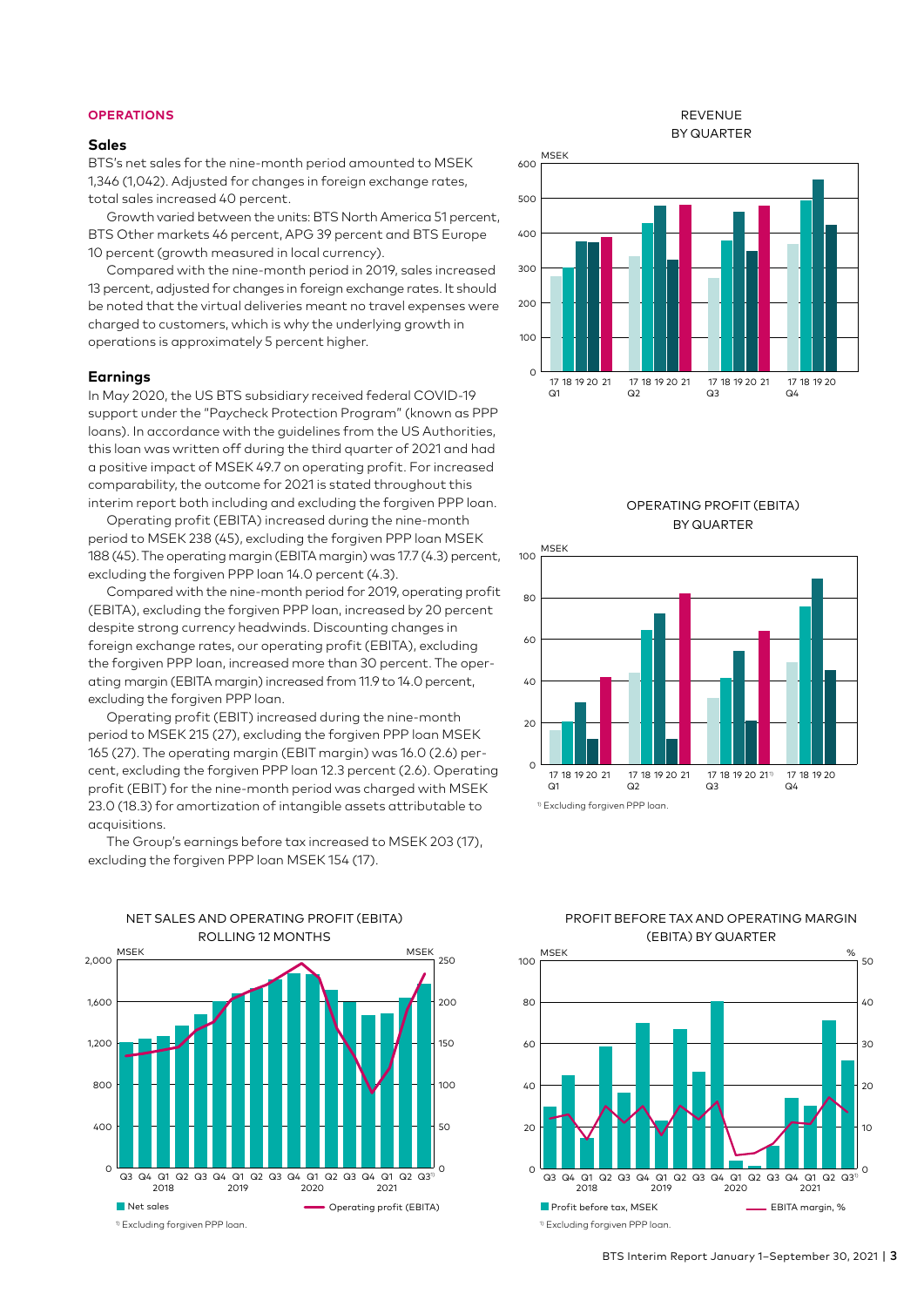## OPERATIONS

### Sales

BTS's net sales for the nine-month period amounted to MSEK 1,346 (1,042). Adjusted for changes in foreign exchange rates, total sales increased 40 percent.

Growth varied between the units: BTS North America 51 percent, BTS Other markets 46 percent, APG 39 percent and BTS Europe 10 percent (growth measured in local currency).

Compared with the nine-month period in 2019, sales increased 13 percent, adjusted for changes in foreign exchange rates. It should be noted that the virtual deliveries meant no travel expenses were charged to customers, which is why the underlying growth in operations is approximately 5 percent higher.

### Earnings

In May 2020, the US BTS subsidiary received federal COVID-19 support under the "Paycheck Protection Program" (known as PPP loans). In accordance with the guidelines from the US Authorities, this loan was written off during the third quarter of 2021 and had a positive impact of MSEK 49.7 on operating profit. For increased comparability, the outcome for 2021 is stated throughout this interim report both including and excluding the forgiven PPP loan.

Operating profit (EBITA) increased during the nine-month period to MSEK 238 (45), excluding the forgiven PPP loan MSEK 188 (45). The operating margin (EBITA margin) was 17.7 (4.3) percent, excluding the forgiven PPP loan 14.0 percent (4.3).

Compared with the nine-month period for 2019, operating profit (EBITA), excluding the forgiven PPP loan, increased by 20 percent despite strong currency headwinds. Discounting changes in foreign exchange rates, our operating profit (EBITA), excluding the forgiven PPP loan, increased more than 30 percent. The operating margin (EBITA margin) increased from 11.9 to 14.0 percent, excluding the forgiven PPP loan.

Operating profit (EBIT) increased during the nine-month period to MSEK 215 (27), excluding the forgiven PPP loan MSEK 165 (27). The operating margin (EBIT margin) was 16.0 (2.6) percent, excluding the forgiven PPP loan 12.3 percent (2.6). Operating profit (EBIT) for the nine-month period was charged with MSEK 23.0 (18.3) for amortization of intangible assets attributable to acquisitions.

The Group's earnings before tax increased to MSEK 203 (17), excluding the forgiven PPP loan MSEK 154 (17).

REVENUE BY QUARTER

OPERATING PROFIT (EBITA) BY QUARTER

1) Excluding forgiven PPP loan.

NET SALES AND OPERATING PROFIT (EBITA) ROLLING 12 MONTHS

1) Excluding forgiven PPP loan.

PROFIT BEFORE TAX AND OPERATING MARGIN (EBITA) BY QUARTER

1) Excluding forgiven PPP loan.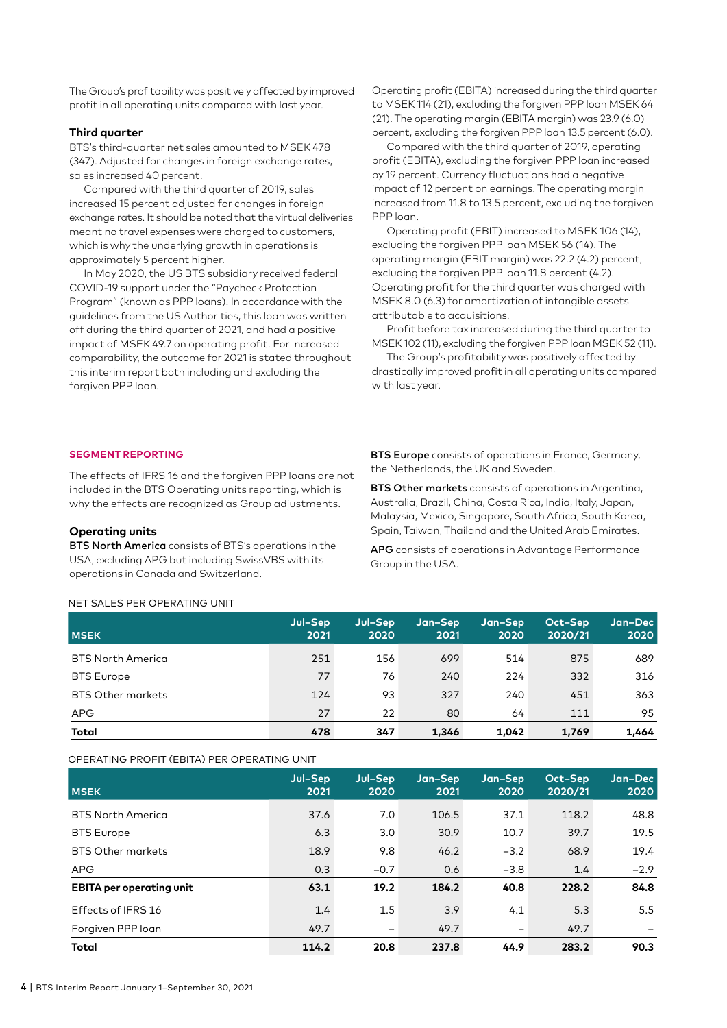The Group's profitability was positively affected by improved profit in all operating units compared with last year.

### Third quarter

BTS's third-quarter net sales amounted to MSEK 478 (347). Adjusted for changes in foreign exchange rates, sales increased 40 percent.

Compared with the third quarter of 2019, sales increased 15 percent adjusted for changes in foreign exchange rates. It should be noted that the virtual deliveries meant no travel expenses were charged to customers, which is why the underlying growth in operations is approximately 5 percent higher.

In May 2020, the US BTS subsidiary received federal COVID-19 support under the "Paycheck Protection Program" (known as PPP loans). In accordance with the guidelines from the US Authorities, this loan was written off during the third quarter of 2021, and had a positive impact of MSEK 49.7 on operating profit. For increased comparability, the outcome for 2021 is stated throughout this interim report both including and excluding the forgiven PPP loan.

Operating profit (EBITA) increased during the third quarter to MSEK 114 (21), excluding the forgiven PPP loan MSEK 64 (21). The operating margin (EBITA margin) was 23.9 (6.0) percent, excluding the forgiven PPP loan 13.5 percent (6.0).

Compared with the third quarter of 2019, operating profit (EBITA), excluding the forgiven PPP loan increased by 19 percent. Currency fluctuations had a negative impact of 12 percent on earnings. The operating margin increased from 11.8 to 13.5 percent, excluding the forgiven PPP loan.

Operating profit (EBIT) increased to MSEK 106 (14), excluding the forgiven PPP loan MSEK 56 (14). The operating margin (EBIT margin) was 22.2 (4.2) percent, excluding the forgiven PPP loan 11.8 percent (4.2). Operating profit for the third quarter was charged with MSEK 8.0 (6.3) for amortization of intangible assets attributable to acquisitions.

Profit before tax increased during the third quarter to MSEK 102 (11), excluding the forgiven PPP loan MSEK 52 (11).

The Group's profitability was positively affected by drastically improved profit in all operating units compared with last year.

## SEGMENT REPORTING

The effects of IFRS 16 and the forgiven PPP loans are not included in the BTS Operating units reporting, which is why the effects are recognized as Group adjustments.

### Operating units

**BTS North America** consists of BTS's operations in the USA, excluding APG but including SwissVBS with its operations in Canada and Switzerland.

**BTS Europe** consists of operations in France, Germany, the Netherlands, the UK and Sweden.

**BTS Other markets** consists of operations in Argentina, Australia, Brazil, China, Costa Rica, India, Italy, Japan, Malaysia, Mexico, Singapore, South Africa, South Korea, Spain, Taiwan, Thailand and the United Arab Emirates.

**APG** consists of operations in Advantage Performance Group in the USA.

NET SALES PER OPERATING UNIT

| MSEK | Jul–Sep 2021 | Jul–Sep 2020 | Jan–Sep 2021 | Jan–Sep 2020 | Oct–Sep 2020/21 | Jan–Dec 2020 |
|---|---|---|---|---|---|---|
| BTS North America | 251 | 156 | 699 | 514 | 875 | 689 |
| BTS Europe | 77 | 76 | 240 | 224 | 332 | 316 |
| BTS Other markets | 124 | 93 | 327 | 240 | 451 | 363 |
| APG | 27 | 22 | 80 | 64 | 111 | 95 |
| **Total** | **478** | **347** | **1,346** | **1,042** | **1,769** | **1,464** |

OPERATING PROFIT (EBITA) PER OPERATING UNIT

| MSEK | Jul–Sep 2021 | Jul–Sep 2020 | Jan–Sep 2021 | Jan–Sep 2020 | Oct–Sep 2020/21 | Jan–Dec 2020 |
|---|---|---|---|---|---|---|
| BTS North America | 37.6 | 7.0 | 106.5 | 37.1 | 118.2 | 48.8 |
| BTS Europe | 6.3 | 3.0 | 30.9 | 10.7 | 39.7 | 19.5 |
| BTS Other markets | 18.9 | 9.8 | 46.2 | −3.2 | 68.9 | 19.4 |
| APG | 0.3 | −0.7 | 0.6 | −3.8 | 1.4 | −2.9 |
| **EBITA per operating unit** | **63.1** | **19.2** | **184.2** | **40.8** | **228.2** | **84.8** |
| Effects of IFRS 16 | 1.4 | 1.5 | 3.9 | 4.1 | 5.3 | 5.5 |
| Forgiven PPP loan | 49.7 | – | 49.7 | – | 49.7 | – |
| **Total** | **114.2** | **20.8** | **237.8** | **44.9** | **283.2** | **90.3** |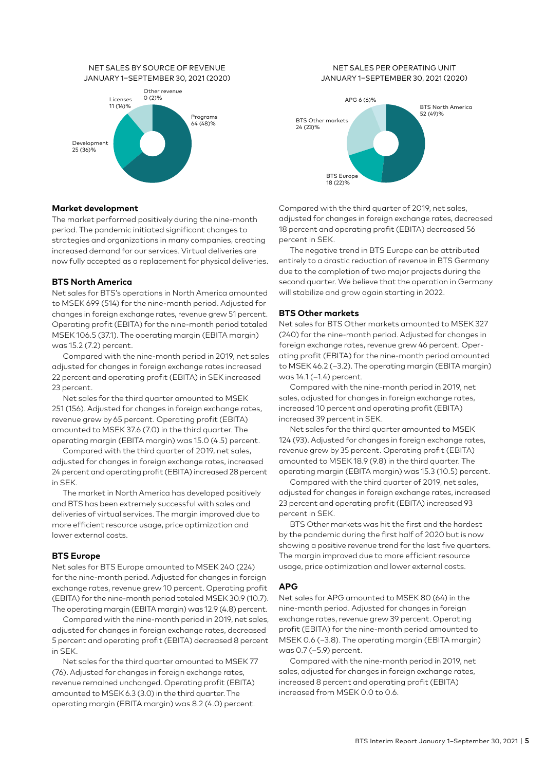NET SALES BY SOURCE OF REVENUE
JANUARY 1–SEPTEMBER 30, 2021 (2020)

Other revenue 0 (2)%
Licenses 11 (14)%
Programs 64 (48)%
Development 25 (36)%

NET SALES PER OPERATING UNIT
JANUARY 1–SEPTEMBER 30, 2021 (2020)

APG 6 (6)%
BTS North America 52 (49)%
BTS Other markets 24 (23)%
BTS Europe 18 (22)%

### Market development

The market performed positively during the nine-month period. The pandemic initiated significant changes to strategies and organizations in many companies, creating increased demand for our services. Virtual deliveries are now fully accepted as a replacement for physical deliveries.

### BTS North America

Net sales for BTS's operations in North America amounted to MSEK 699 (514) for the nine-month period. Adjusted for changes in foreign exchange rates, revenue grew 51 percent. Operating profit (EBITA) for the nine-month period totaled MSEK 106.5 (37.1). The operating margin (EBITA margin) was 15.2 (7.2) percent.

Compared with the nine-month period in 2019, net sales adjusted for changes in foreign exchange rates increased 22 percent and operating profit (EBITA) in SEK increased 23 percent.

Net sales for the third quarter amounted to MSEK 251 (156). Adjusted for changes in foreign exchange rates, revenue grew by 65 percent. Operating profit (EBITA) amounted to MSEK 37.6 (7.0) in the third quarter. The operating margin (EBITA margin) was 15.0 (4.5) percent.

Compared with the third quarter of 2019, net sales, adjusted for changes in foreign exchange rates, increased 24 percent and operating profit (EBITA) increased 28 percent in SEK.

The market in North America has developed positively and BTS has been extremely successful with sales and deliveries of virtual services. The margin improved due to more efficient resource usage, price optimization and lower external costs.

### BTS Europe

Net sales for BTS Europe amounted to MSEK 240 (224) for the nine-month period. Adjusted for changes in foreign exchange rates, revenue grew 10 percent. Operating profit (EBITA) for the nine-month period totaled MSEK 30.9 (10.7). The operating margin (EBITA margin) was 12.9 (4.8) percent.

Compared with the nine-month period in 2019, net sales, adjusted for changes in foreign exchange rates, decreased 5 percent and operating profit (EBITA) decreased 8 percent in SEK.

Net sales for the third quarter amounted to MSEK 77 (76). Adjusted for changes in foreign exchange rates, revenue remained unchanged. Operating profit (EBITA) amounted to MSEK 6.3 (3.0) in the third quarter. The operating margin (EBITA margin) was 8.2 (4.0) percent.

Compared with the third quarter of 2019, net sales, adjusted for changes in foreign exchange rates, decreased 18 percent and operating profit (EBITA) decreased 56 percent in SEK.

The negative trend in BTS Europe can be attributed entirely to a drastic reduction of revenue in BTS Germany due to the completion of two major projects during the second quarter. We believe that the operation in Germany will stabilize and grow again starting in 2022.

### BTS Other markets

Net sales for BTS Other markets amounted to MSEK 327 (240) for the nine-month period. Adjusted for changes in foreign exchange rates, revenue grew 46 percent. Operating profit (EBITA) for the nine-month period amounted to MSEK 46.2 (–3.2). The operating margin (EBITA margin) was 14.1 (–1.4) percent.

Compared with the nine-month period in 2019, net sales, adjusted for changes in foreign exchange rates, increased 10 percent and operating profit (EBITA) increased 39 percent in SEK.

Net sales for the third quarter amounted to MSEK 124 (93). Adjusted for changes in foreign exchange rates, revenue grew by 35 percent. Operating profit (EBITA) amounted to MSEK 18.9 (9.8) in the third quarter. The operating margin (EBITA margin) was 15.3 (10.5) percent.

Compared with the third quarter of 2019, net sales, adjusted for changes in foreign exchange rates, increased 23 percent and operating profit (EBITA) increased 93 percent in SEK.

BTS Other markets was hit the first and the hardest by the pandemic during the first half of 2020 but is now showing a positive revenue trend for the last five quarters. The margin improved due to more efficient resource usage, price optimization and lower external costs.

### APG

Net sales for APG amounted to MSEK 80 (64) in the nine-month period. Adjusted for changes in foreign exchange rates, revenue grew 39 percent. Operating profit (EBITA) for the nine-month period amounted to MSEK 0.6 (–3.8). The operating margin (EBITA margin) was 0.7 (–5.9) percent.

Compared with the nine-month period in 2019, net sales, adjusted for changes in foreign exchange rates, increased 8 percent and operating profit (EBITA) increased from MSEK 0.0 to 0.6.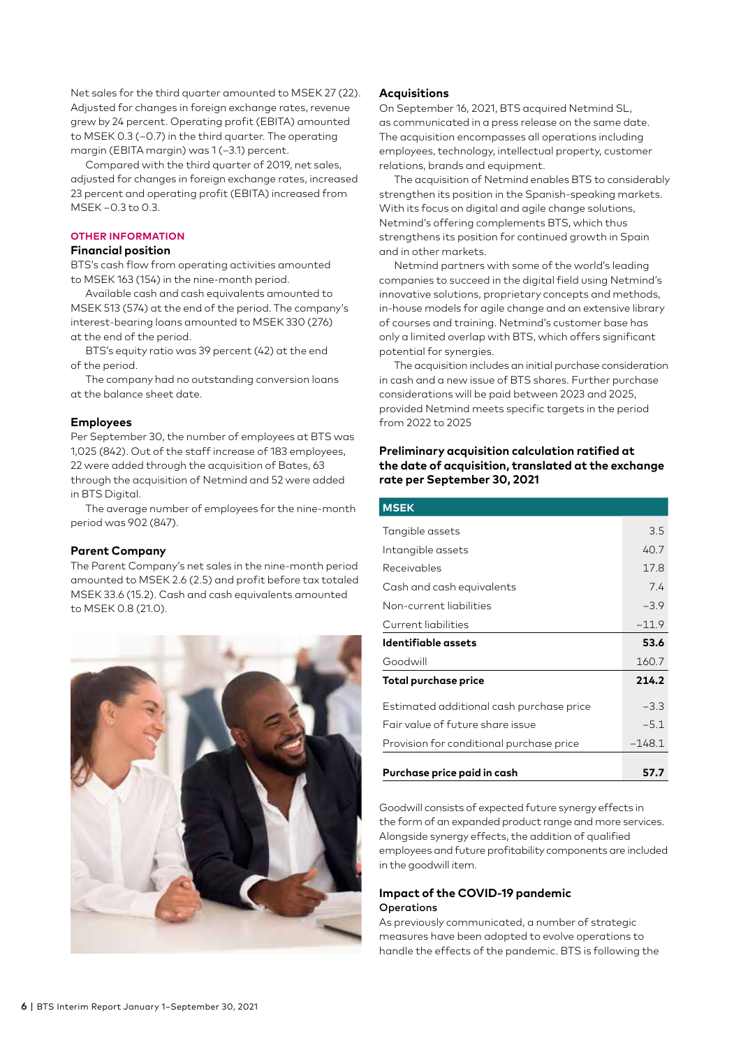Net sales for the third quarter amounted to MSEK 27 (22). Adjusted for changes in foreign exchange rates, revenue grew by 24 percent. Operating profit (EBITA) amounted to MSEK 0.3 (–0.7) in the third quarter. The operating margin (EBITA margin) was 1 (–3.1) percent.

Compared with the third quarter of 2019, net sales, adjusted for changes in foreign exchange rates, increased 23 percent and operating profit (EBITA) increased from MSEK –0.3 to 0.3.

## OTHER INFORMATION

### Financial position

BTS's cash flow from operating activities amounted to MSEK 163 (154) in the nine-month period.

Available cash and cash equivalents amounted to MSEK 513 (574) at the end of the period. The company's interest-bearing loans amounted to MSEK 330 (276) at the end of the period.

BTS's equity ratio was 39 percent (42) at the end of the period.

The company had no outstanding conversion loans at the balance sheet date.

### Employees

Per September 30, the number of employees at BTS was 1,025 (842). Out of the staff increase of 183 employees, 22 were added through the acquisition of Bates, 63 through the acquisition of Netmind and 52 were added in BTS Digital.

The average number of employees for the nine-month period was 902 (847).

### Parent Company

The Parent Company's net sales in the nine-month period amounted to MSEK 2.6 (2.5) and profit before tax totaled MSEK 33.6 (15.2). Cash and cash equivalents amounted to MSEK 0.8 (21.0).

### Acquisitions

On September 16, 2021, BTS acquired Netmind SL, as communicated in a press release on the same date. The acquisition encompasses all operations including employees, technology, intellectual property, customer relations, brands and equipment.

The acquisition of Netmind enables BTS to considerably strengthen its position in the Spanish-speaking markets. With its focus on digital and agile change solutions, Netmind's offering complements BTS, which thus strengthens its position for continued growth in Spain and in other markets.

Netmind partners with some of the world's leading companies to succeed in the digital field using Netmind's innovative solutions, proprietary concepts and methods, in-house models for agile change and an extensive library of courses and training. Netmind's customer base has only a limited overlap with BTS, which offers significant potential for synergies.

The acquisition includes an initial purchase consideration in cash and a new issue of BTS shares. Further purchase considerations will be paid between 2023 and 2025, provided Netmind meets specific targets in the period from 2022 to 2025

### Preliminary acquisition calculation ratified at the date of acquisition, translated at the exchange rate per September 30, 2021

| MSEK | |
|---|---|
| Tangible assets | 3.5 |
| Intangible assets | 40.7 |
| Receivables | 17.8 |
| Cash and cash equivalents | 7.4 |
| Non-current liabilities | –3.9 |
| Current liabilities | –11.9 |
| **Identifiable assets** | **53.6** |
| Goodwill | 160.7 |
| **Total purchase price** | **214.2** |
| Estimated additional cash purchase price | –3.3 |
| Fair value of future share issue | –5.1 |
| Provision for conditional purchase price | –148.1 |
| **Purchase price paid in cash** | **57.7** |

Goodwill consists of expected future synergy effects in the form of an expanded product range and more services. Alongside synergy effects, the addition of qualified employees and future profitability components are included in the goodwill item.

### Impact of the COVID-19 pandemic

**Operations**

As previously communicated, a number of strategic measures have been adopted to evolve operations to handle the effects of the pandemic. BTS is following the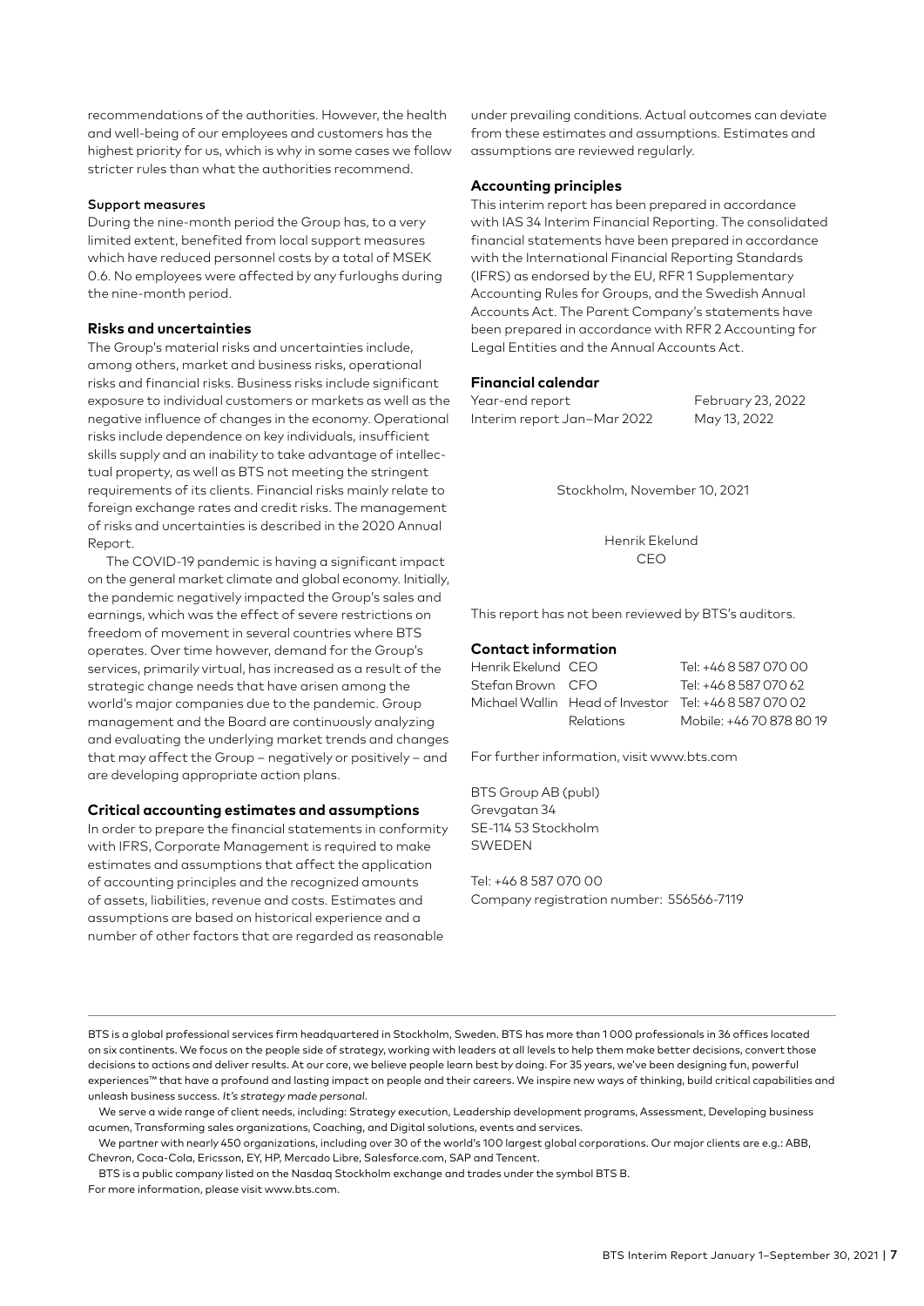recommendations of the authorities. However, the health and well-being of our employees and customers has the highest priority for us, which is why in some cases we follow stricter rules than what the authorities recommend.

#### Support measures

During the nine-month period the Group has, to a very limited extent, benefited from local support measures which have reduced personnel costs by a total of MSEK 0.6. No employees were affected by any furloughs during the nine-month period.

### Risks and uncertainties

The Group's material risks and uncertainties include, among others, market and business risks, operational risks and financial risks. Business risks include significant exposure to individual customers or markets as well as the negative influence of changes in the economy. Operational risks include dependence on key individuals, insufficient skills supply and an inability to take advantage of intellectual property, as well as BTS not meeting the stringent requirements of its clients. Financial risks mainly relate to foreign exchange rates and credit risks. The management of risks and uncertainties is described in the 2020 Annual Report.

The COVID-19 pandemic is having a significant impact on the general market climate and global economy. Initially, the pandemic negatively impacted the Group's sales and earnings, which was the effect of severe restrictions on freedom of movement in several countries where BTS operates. Over time however, demand for the Group's services, primarily virtual, has increased as a result of the strategic change needs that have arisen among the world's major companies due to the pandemic. Group management and the Board are continuously analyzing and evaluating the underlying market trends and changes that may affect the Group – negatively or positively – and are developing appropriate action plans.

### Critical accounting estimates and assumptions

In order to prepare the financial statements in conformity with IFRS, Corporate Management is required to make estimates and assumptions that affect the application of accounting principles and the recognized amounts of assets, liabilities, revenue and costs. Estimates and assumptions are based on historical experience and a number of other factors that are regarded as reasonable under prevailing conditions. Actual outcomes can deviate from these estimates and assumptions. Estimates and assumptions are reviewed regularly.

### Accounting principles

This interim report has been prepared in accordance with IAS 34 Interim Financial Reporting. The consolidated financial statements have been prepared in accordance with the International Financial Reporting Standards (IFRS) as endorsed by the EU, RFR 1 Supplementary Accounting Rules for Groups, and the Swedish Annual Accounts Act. The Parent Company's statements have been prepared in accordance with RFR 2 Accounting for Legal Entities and the Annual Accounts Act.

### Financial calendar

| | |
|---|---|
| Year-end report | February 23, 2022 |
| Interim report Jan–Mar 2022 | May 13, 2022 |

Stockholm, November 10, 2021

Henrik Ekelund
CEO

This report has not been reviewed by BTS's auditors.

### Contact information

| | | |
|---|---|---|
| Henrik Ekelund | CEO | Tel: +46 8 587 070 00 |
| Stefan Brown | CFO | Tel: +46 8 587 070 62 |
| Michael Wallin | Head of Investor Relations | Tel: +46 8 587 070 02<br>Mobile: +46 70 878 80 19 |

For further information, visit www.bts.com

BTS Group AB (publ)
Grevgatan 34
SE-114 53 Stockholm
SWEDEN

Tel: +46 8 587 070 00
Company registration number: 556566-7119

---

BTS is a global professional services firm headquartered in Stockholm, Sweden. BTS has more than 1 000 professionals in 36 offices located on six continents. We focus on the people side of strategy, working with leaders at all levels to help them make better decisions, convert those decisions to actions and deliver results. At our core, we believe people learn best by doing. For 35 years, we've been designing fun, powerful experiences™ that have a profound and lasting impact on people and their careers. We inspire new ways of thinking, build critical capabilities and unleash business success. *It's strategy made personal.*

We serve a wide range of client needs, including: Strategy execution, Leadership development programs, Assessment, Developing business acumen, Transforming sales organizations, Coaching, and Digital solutions, events and services.

We partner with nearly 450 organizations, including over 30 of the world's 100 largest global corporations. Our major clients are e.g.: ABB, Chevron, Coca-Cola, Ericsson, EY, HP, Mercado Libre, Salesforce.com, SAP and Tencent.

BTS is a public company listed on the Nasdaq Stockholm exchange and trades under the symbol BTS B.
For more information, please visit www.bts.com.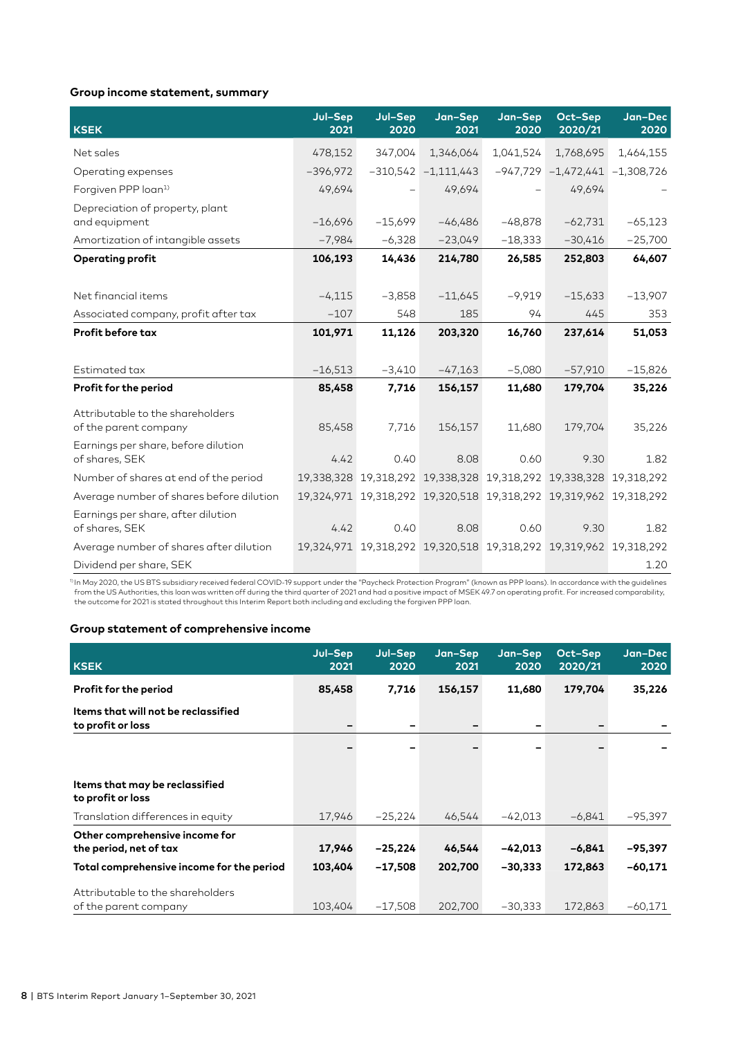### Group income statement, summary

| KSEK | Jul–Sep 2021 | Jul–Sep 2020 | Jan–Sep 2021 | Jan–Sep 2020 | Oct–Sep 2020/21 | Jan–Dec 2020 |
|---|---|---|---|---|---|---|
| Net sales | 478,152 | 347,004 | 1,346,064 | 1,041,524 | 1,768,695 | 1,464,155 |
| Operating expenses | –396,972 | –310,542 | –1,111,443 | –947,729 | –1,472,441 | –1,308,726 |
| Forgiven PPP loan[1)] | 49,694 | – | 49,694 | – | 49,694 | – |
| Depreciation of property, plant and equipment | –16,696 | –15,699 | –46,486 | –48,878 | –62,731 | –65,123 |
| Amortization of intangible assets | –7,984 | –6,328 | –23,049 | –18,333 | –30,416 | –25,700 |
| **Operating profit** | **106,193** | **14,436** | **214,780** | **26,585** | **252,803** | **64,607** |
| | | | | | | |
| Net financial items | –4,115 | –3,858 | –11,645 | –9,919 | –15,633 | –13,907 |
| Associated company, profit after tax | –107 | 548 | 185 | 94 | 445 | 353 |
| **Profit before tax** | **101,971** | **11,126** | **203,320** | **16,760** | **237,614** | **51,053** |
| | | | | | | |
| Estimated tax | –16,513 | –3,410 | –47,163 | –5,080 | –57,910 | –15,826 |
| **Profit for the period** | **85,458** | **7,716** | **156,157** | **11,680** | **179,704** | **35,226** |
| Attributable to the shareholders of the parent company | 85,458 | 7,716 | 156,157 | 11,680 | 179,704 | 35,226 |
| Earnings per share, before dilution of shares, SEK | 4.42 | 0.40 | 8.08 | 0.60 | 9.30 | 1.82 |
| Number of shares at end of the period | 19,338,328 | 19,318,292 | 19,338,328 | 19,318,292 | 19,338,328 | 19,318,292 |
| Average number of shares before dilution | 19,324,971 | 19,318,292 | 19,320,518 | 19,318,292 | 19,319,962 | 19,318,292 |
| Earnings per share, after dilution of shares, SEK | 4.42 | 0.40 | 8.08 | 0.60 | 9.30 | 1.82 |
| Average number of shares after dilution | 19,324,971 | 19,318,292 | 19,320,518 | 19,318,292 | 19,319,962 | 19,318,292 |
| Dividend per share, SEK | | | | | | 1.20 |

[1)] In May 2020, the US BTS subsidiary received federal COVID-19 support under the "Paycheck Protection Program" (known as PPP loans). In accordance with the guidelines from the US Authorities, this loan was written off during the third quarter of 2021 and had a positive impact of MSEK 49.7 on operating profit. For increased comparability, the outcome for 2021 is stated throughout this Interim Report both including and excluding the forgiven PPP loan.

### Group statement of comprehensive income

| KSEK | Jul–Sep 2021 | Jul–Sep 2020 | Jan–Sep 2021 | Jan–Sep 2020 | Oct–Sep 2020/21 | Jan–Dec 2020 |
|---|---|---|---|---|---|---|
| **Profit for the period** | **85,458** | **7,716** | **156,157** | **11,680** | **179,704** | **35,226** |
| **Items that will not be reclassified to profit or loss** | – | – | – | – | – | – |
| | – | – | – | – | – | – |
| **Items that may be reclassified to profit or loss** | | | | | | |
| Translation differences in equity | 17,946 | –25,224 | 46,544 | –42,013 | –6,841 | –95,397 |
| **Other comprehensive income for the period, net of tax** | **17,946** | **–25,224** | **46,544** | **–42,013** | **–6,841** | **–95,397** |
| **Total comprehensive income for the period** | **103,404** | **–17,508** | **202,700** | **–30,333** | **172,863** | **–60,171** |
| Attributable to the shareholders of the parent company | 103,404 | –17,508 | 202,700 | –30,333 | 172,863 | –60,171 |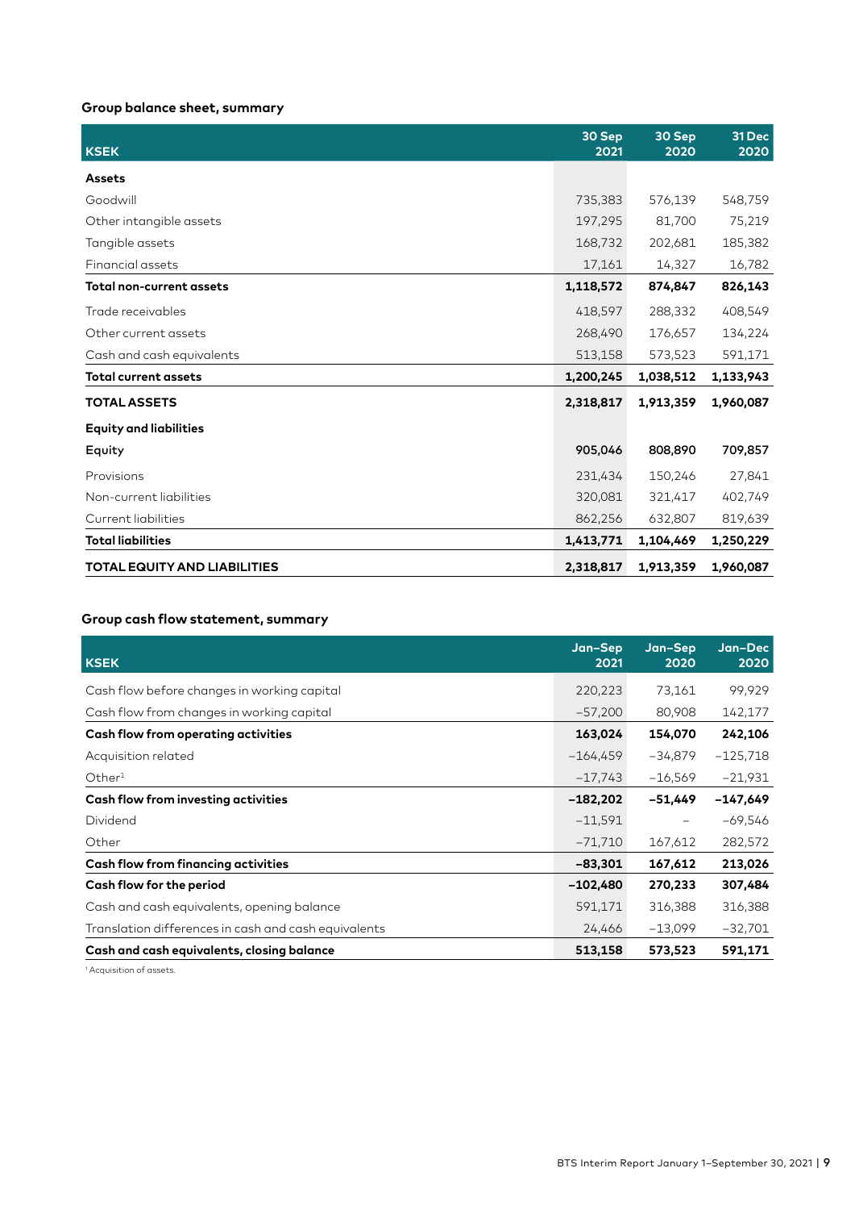## Group balance sheet, summary

| KSEK | 30 Sep 2021 | 30 Sep 2020 | 31 Dec 2020 |
|---|---|---|---|
| **Assets** | | | |
| Goodwill | 735,383 | 576,139 | 548,759 |
| Other intangible assets | 197,295 | 81,700 | 75,219 |
| Tangible assets | 168,732 | 202,681 | 185,382 |
| Financial assets | 17,161 | 14,327 | 16,782 |
| **Total non-current assets** | **1,118,572** | **874,847** | **826,143** |
| Trade receivables | 418,597 | 288,332 | 408,549 |
| Other current assets | 268,490 | 176,657 | 134,224 |
| Cash and cash equivalents | 513,158 | 573,523 | 591,171 |
| **Total current assets** | **1,200,245** | **1,038,512** | **1,133,943** |
| **TOTAL ASSETS** | **2,318,817** | **1,913,359** | **1,960,087** |
| **Equity and liabilities** | | | |
| Equity | 905,046 | 808,890 | 709,857 |
| Provisions | 231,434 | 150,246 | 27,841 |
| Non-current liabilities | 320,081 | 321,417 | 402,749 |
| Current liabilities | 862,256 | 632,807 | 819,639 |
| **Total liabilities** | **1,413,771** | **1,104,469** | **1,250,229** |
| **TOTAL EQUITY AND LIABILITIES** | **2,318,817** | **1,913,359** | **1,960,087** |

## Group cash flow statement, summary

| KSEK | Jan–Sep 2021 | Jan–Sep 2020 | Jan–Dec 2020 |
|---|---|---|---|
| Cash flow before changes in working capital | 220,223 | 73,161 | 99,929 |
| Cash flow from changes in working capital | –57,200 | 80,908 | 142,177 |
| **Cash flow from operating activities** | **163,024** | **154,070** | **242,106** |
| Acquisition related | –164,459 | –34,879 | –125,718 |
| Other[1] | –17,743 | –16,569 | –21,931 |
| **Cash flow from investing activities** | **–182,202** | **–51,449** | **–147,649** |
| Dividend | –11,591 | – | –69,546 |
| Other | –71,710 | 167,612 | 282,572 |
| **Cash flow from financing activities** | **–83,301** | **167,612** | **213,026** |
| **Cash flow for the period** | **–102,480** | **270,233** | **307,484** |
| Cash and cash equivalents, opening balance | 591,171 | 316,388 | 316,388 |
| Translation differences in cash and cash equivalents | 24,466 | –13,099 | –32,701 |
| **Cash and cash equivalents, closing balance** | **513,158** | **573,523** | **591,171** |

[1] Acquisition of assets.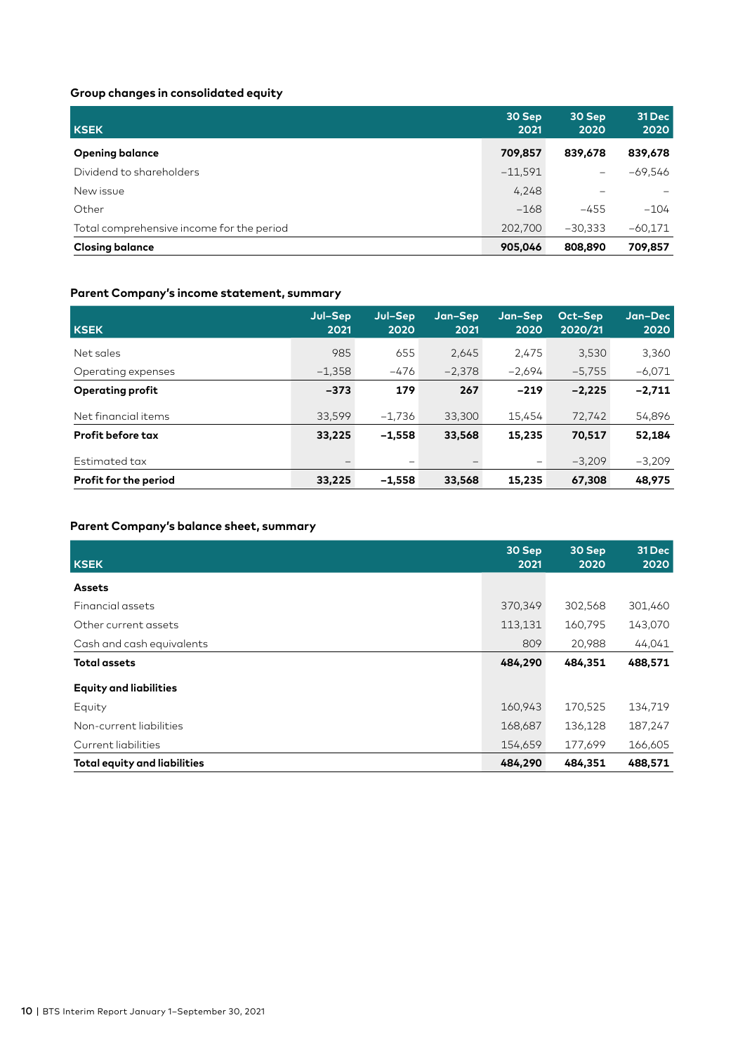## Group changes in consolidated equity

| KSEK | 30 Sep 2021 | 30 Sep 2020 | 31 Dec 2020 |
|---|---|---|---|
| **Opening balance** | **709,857** | **839,678** | **839,678** |
| Dividend to shareholders | –11,591 | – | –69,546 |
| New issue | 4,248 | – | – |
| Other | –168 | –455 | –104 |
| Total comprehensive income for the period | 202,700 | –30,333 | –60,171 |
| **Closing balance** | **905,046** | **808,890** | **709,857** |

## Parent Company's income statement, summary

| KSEK | Jul–Sep 2021 | Jul–Sep 2020 | Jan–Sep 2021 | Jan–Sep 2020 | Oct–Sep 2020/21 | Jan–Dec 2020 |
|---|---|---|---|---|---|---|
| Net sales | 985 | 655 | 2,645 | 2,475 | 3,530 | 3,360 |
| Operating expenses | –1,358 | –476 | –2,378 | –2,694 | –5,755 | –6,071 |
| **Operating profit** | **–373** | **179** | **267** | **–219** | **–2,225** | **–2,711** |
| Net financial items | 33,599 | –1,736 | 33,300 | 15,454 | 72,742 | 54,896 |
| **Profit before tax** | **33,225** | **–1,558** | **33,568** | **15,235** | **70,517** | **52,184** |
| Estimated tax | – | – | – | – | –3,209 | –3,209 |
| **Profit for the period** | **33,225** | **–1,558** | **33,568** | **15,235** | **67,308** | **48,975** |

## Parent Company's balance sheet, summary

| KSEK | 30 Sep 2021 | 30 Sep 2020 | 31 Dec 2020 |
|---|---|---|---|
| **Assets** | | | |
| Financial assets | 370,349 | 302,568 | 301,460 |
| Other current assets | 113,131 | 160,795 | 143,070 |
| Cash and cash equivalents | 809 | 20,988 | 44,041 |
| **Total assets** | **484,290** | **484,351** | **488,571** |
| **Equity and liabilities** | | | |
| Equity | 160,943 | 170,525 | 134,719 |
| Non-current liabilities | 168,687 | 136,128 | 187,247 |
| Current liabilities | 154,659 | 177,699 | 166,605 |
| **Total equity and liabilities** | **484,290** | **484,351** | **488,571** |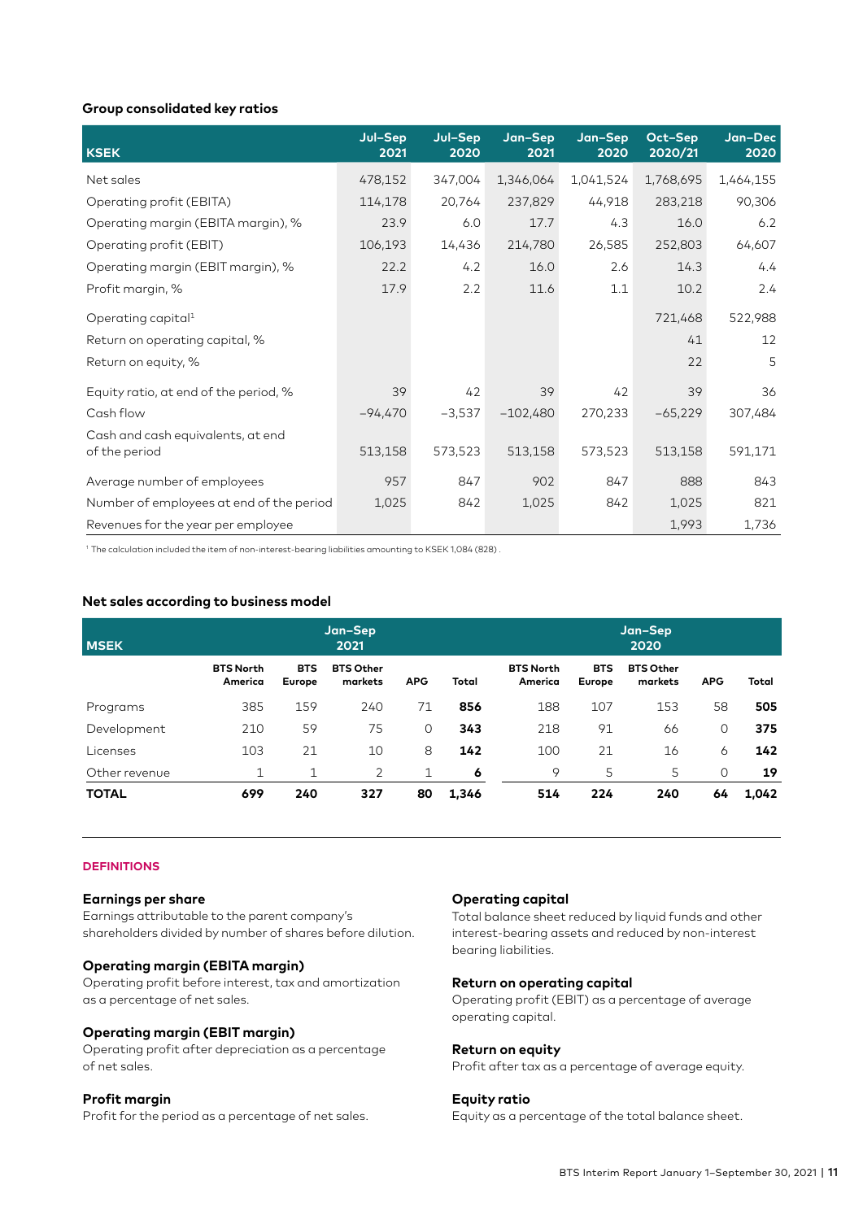### Group consolidated key ratios

| KSEK | Jul–Sep 2021 | Jul–Sep 2020 | Jan–Sep 2021 | Jan–Sep 2020 | Oct–Sep 2020/21 | Jan–Dec 2020 |
|---|---|---|---|---|---|---|
| Net sales | 478,152 | 347,004 | 1,346,064 | 1,041,524 | 1,768,695 | 1,464,155 |
| Operating profit (EBITA) | 114,178 | 20,764 | 237,829 | 44,918 | 283,218 | 90,306 |
| Operating margin (EBITA margin), % | 23.9 | 6.0 | 17.7 | 4.3 | 16.0 | 6.2 |
| Operating profit (EBIT) | 106,193 | 14,436 | 214,780 | 26,585 | 252,803 | 64,607 |
| Operating margin (EBIT margin), % | 22.2 | 4.2 | 16.0 | 2.6 | 14.3 | 4.4 |
| Profit margin, % | 17.9 | 2.2 | 11.6 | 1.1 | 10.2 | 2.4 |
| Operating capital[1] | | | | | 721,468 | 522,988 |
| Return on operating capital, % | | | | | 41 | 12 |
| Return on equity, % | | | | | 22 | 5 |
| Equity ratio, at end of the period, % | 39 | 42 | 39 | 42 | 39 | 36 |
| Cash flow | −94,470 | −3,537 | −102,480 | 270,233 | −65,229 | 307,484 |
| Cash and cash equivalents, at end of the period | 513,158 | 573,523 | 513,158 | 573,523 | 513,158 | 591,171 |
| Average number of employees | 957 | 847 | 902 | 847 | 888 | 843 |
| Number of employees at end of the period | 1,025 | 842 | 1,025 | 842 | 1,025 | 821 |
| Revenues for the year per employee | | | | | 1,993 | 1,736 |

[1] The calculation included the item of non-interest-bearing liabilities amounting to KSEK 1,084 (828) .

### Net sales according to business model

| MSEK | Jan–Sep 2021 | | | | | Jan–Sep 2020 | | | | |
|---|---|---|---|---|---|---|---|---|---|---|
| | BTS North America | BTS Europe | BTS Other markets | APG | Total | BTS North America | BTS Europe | BTS Other markets | APG | Total |
| Programs | 385 | 159 | 240 | 71 | **856** | 188 | 107 | 153 | 58 | **505** |
| Development | 210 | 59 | 75 | 0 | **343** | 218 | 91 | 66 | 0 | **375** |
| Licenses | 103 | 21 | 10 | 8 | **142** | 100 | 21 | 16 | 6 | **142** |
| Other revenue | 1 | 1 | 2 | 1 | **6** | 9 | 5 | 5 | 0 | **19** |
| **TOTAL** | **699** | **240** | **327** | **80** | **1,346** | **514** | **224** | **240** | **64** | **1,042** |

**DEFINITIONS**

**Earnings per share**
Earnings attributable to the parent company's shareholders divided by number of shares before dilution.

**Operating margin (EBITA margin)**
Operating profit before interest, tax and amortization as a percentage of net sales.

**Operating margin (EBIT margin)**
Operating profit after depreciation as a percentage of net sales.

**Profit margin**
Profit for the period as a percentage of net sales.

**Operating capital**
Total balance sheet reduced by liquid funds and other interest-bearing assets and reduced by non-interest bearing liabilities.

**Return on operating capital**
Operating profit (EBIT) as a percentage of average operating capital.

**Return on equity**
Profit after tax as a percentage of average equity.

**Equity ratio**
Equity as a percentage of the total balance sheet.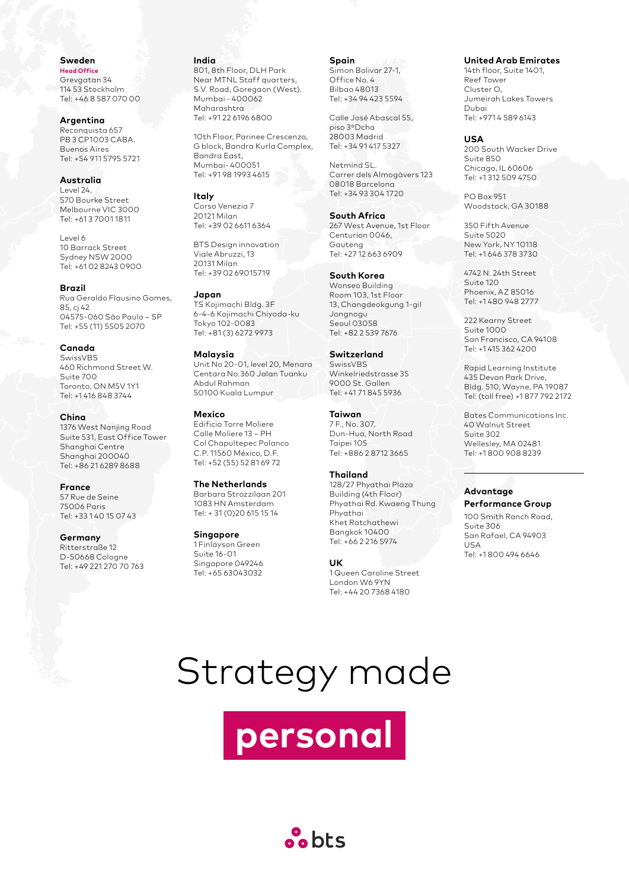**Sweden**
**Head Office**
Grevgatan 34
114 53 Stockholm
Tel: +46 8 587 070 00

**Argentina**
Reconquista 657
PB 3 CP1003 CABA.
Buenos Aires
Tel: +54 911 5795 5721

**Australia**
Level 24,
570 Bourke Street
Melbourne VIC 3000
Tel: +613 7001 1811

Level 6
10 Barrack Street
Sydney NSW 2000
Tel: +61 02 8243 0900

**Brazil**
Rua Geraldo Flausino Gomes, 85, cj 42
04575-060 São Paulo – SP
Tel: +55 (11) 5505 2070

**Canada**
SwissVBS
460 Richmond Street W.
Suite 700
Toronto, ON M5V 1Y1
Tel: +1 416 848 3744

**China**
1376 West Nanjing Road
Suite 531, East Office Tower
Shanghai Centre
Shanghai 200040
Tel: +86 21 6289 8688

**France**
57 Rue de Seine
75006 Paris
Tel: +33 1 40 15 07 43

**Germany**
Ritterstraße 12
D-50668 Cologne
Tel: +49 221 270 70 763

**India**
801, 8th Floor, DLH Park
Near MTNL Staff quarters,
S.V. Road, Goregaon (West).
Mumbai - 400062
Maharashtra
Tel: +91 22 6196 6800

10th Floor, Parinee Crescenzo,
G block, Bandra Kurla Complex,
Bandra East,
Mumbai- 400051
Tel: +91 98 1993 4615

**Italy**
Corso Venezia 7
20121 Milan
Tel: +39 02 6611 6364

BTS Design innovation
Viale Abruzzi, 13
20131 Milan
Tel: +39 02 69015719

**Japan**
TS Kojimachi Bldg. 3F
6-4-6 Kojimachi Chiyoda-ku
Tokyo 102-0083
Tel: +81 (3) 6272 9973

**Malaysia**
Unit No 20-01, level 20, Menara Centara No.360 Jalan Tuanku Abdul Rahman
50100 Kuala Lumpur

**Mexico**
Edificio Torre Moliere
Calle Moliere 13 – PH
Col Chapultepec Polanco
C.P. 11560 México, D.F.
Tel: +52 (55) 52 81 69 72

**The Netherlands**
Barbara Strozzilaan 201
1083 HN Amsterdam
Tel: + 31 (0)20 615 15 14

**Singapore**
1 Finlayson Green
Suite 16-01
Singapore 049246
Tel: +65 63043032

**Spain**
Simon Bolivar 27-1,
Office No. 4
Bilbao 48013
Tel: +34 94 423 5594

Calle José Abascal 55,
piso 3ºDcha
28003 Madrid
Tel: +34 91 417 5327

Netmind SL.
Carrer dels Almogàvers 123
08018 Barcelona
Tel: +34 93 304 1720

**South Africa**
267 West Avenue, 1st Floor
Centurion 0046,
Gauteng
Tel: +27 12 663 6909

**South Korea**
Wonseo Building
Room 103, 1st Floor
13, Changdeokgung 1-gil
Jongnogu
Seoul 03058
Tel: +82 2 539 7676

**Switzerland**
SwissVBS
Winkelriedstrasse 35
9000 St. Gallen
Tel: +41 71 845 5936

**Taiwan**
7 F., No. 307,
Dun-Hua, North Road
Taipei 105
Tel: +886 2 8712 3665

**Thailand**
128/27 Phyathai Plaza Building (4th Floor)
Phyathai Rd. Kwaeng Thung Phyathai
Khet Ratchathewi
Bangkok 10400
Tel: +66 2 216 5974

**UK**
1 Queen Caroline Street
London W6 9YN
Tel: +44 20 7368 4180

**United Arab Emirates**
14th floor, Suite 1401,
Reef Tower
Cluster O,
Jumeirah Lakes Towers
Dubai
Tel: +971 4 589 6143

**USA**
200 South Wacker Drive
Suite 850
Chicago, IL 60606
Tel: +1 312 509 4750

PO Box 951
Woodstock, GA 30188

350 Fifth Avenue
Suite 5020
New York, NY 10118
Tel: +1 646 378 3730

4742 N. 24th Street
Suite 120
Phoenix, AZ 85016
Tel: +1 480 948 2777

222 Kearny Street
Suite 1000
San Francisco, CA 94108
Tel: +1 415 362 4200

Rapid Learning Institute
435 Devon Park Drive,
Bldg. 510, Wayne, PA 19087
Tel: (toll free) +1 877 792 2172

Bates Communications Inc.
40 Walnut Street
Suite 302
Wellesley, MA 02481
Tel: +1 800 908 8239

**Advantage Performance Group**
100 Smith Ranch Road,
Suite 306
San Rafael, CA 94903
USA
Tel: +1 800 494 6646

# Strategy made **personal**

bts